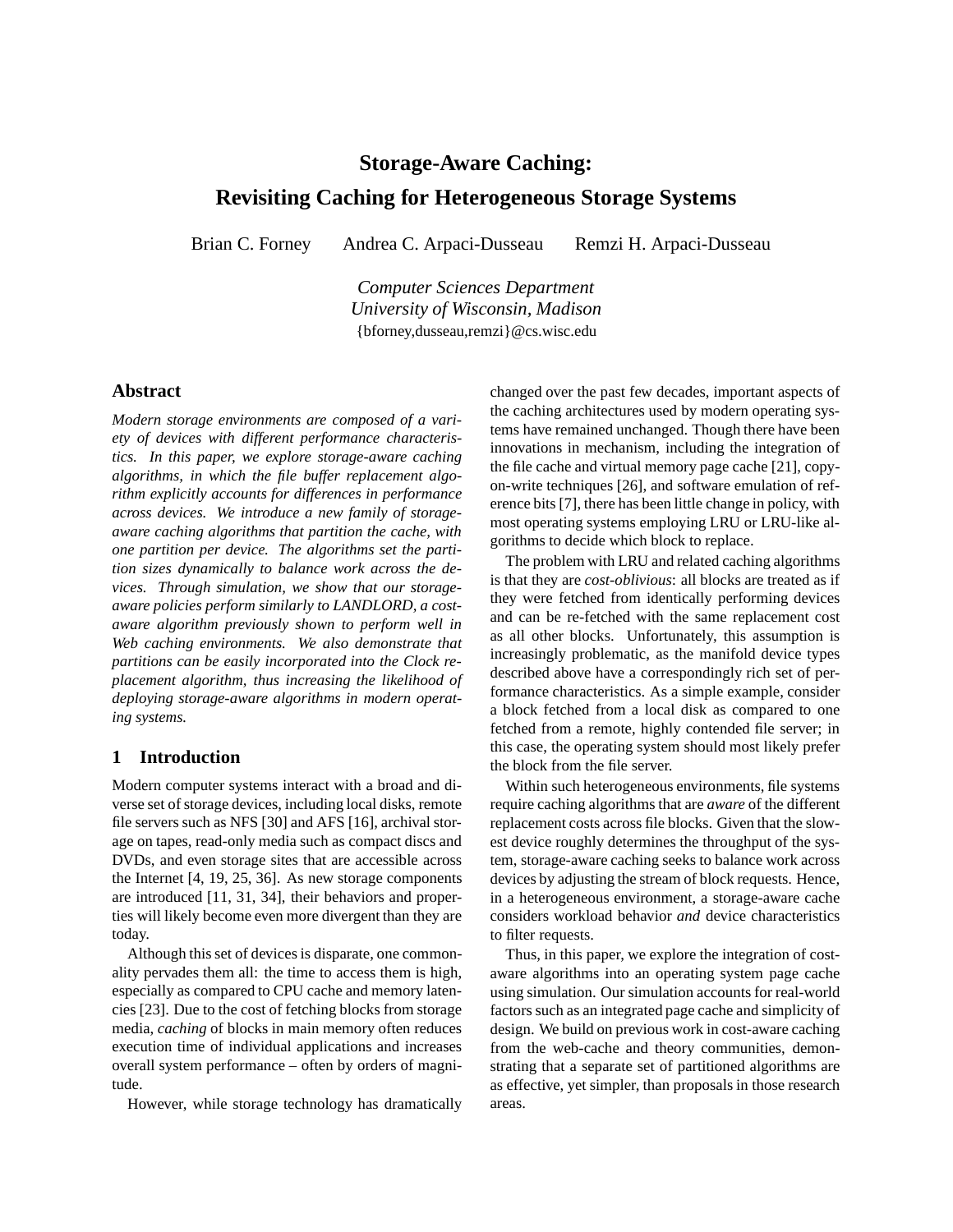# Storage-Aware Caching: Revisiting Caching for Heterogeneous Storage Systems

Brian C. Forney    Andrea C. Arpaci-Dusseau    Remzi H. Arpaci-Dusseau

*Computer Sciences Department*
*University of Wisconsin, Madison*
{bforney,dusseau,remzi}@cs.wisc.edu

## Abstract

*Modern storage environments are composed of a variety of devices with different performance characteristics. In this paper, we explore storage-aware caching algorithms, in which the file buffer replacement algorithm explicitly accounts for differences in performance across devices. We introduce a new family of storage-aware caching algorithms that partition the cache, with one partition per device. The algorithms set the partition sizes dynamically to balance work across the devices. Through simulation, we show that our storage-aware policies perform similarly to LANDLORD, a cost-aware algorithm previously shown to perform well in Web caching environments. We also demonstrate that partitions can be easily incorporated into the Clock replacement algorithm, thus increasing the likelihood of deploying storage-aware algorithms in modern operating systems.*

## 1 Introduction

Modern computer systems interact with a broad and diverse set of storage devices, including local disks, remote file servers such as NFS [30] and AFS [16], archival storage on tapes, read-only media such as compact discs and DVDs, and even storage sites that are accessible across the Internet [4, 19, 25, 36]. As new storage components are introduced [11, 31, 34], their behaviors and properties will likely become even more divergent than they are today.

Although this set of devices is disparate, one commonality pervades them all: the time to access them is high, especially as compared to CPU cache and memory latencies [23]. Due to the cost of fetching blocks from storage media, *caching* of blocks in main memory often reduces execution time of individual applications and increases overall system performance – often by orders of magnitude.

However, while storage technology has dramatically changed over the past few decades, important aspects of the caching architectures used by modern operating systems have remained unchanged. Though there have been innovations in mechanism, including the integration of the file cache and virtual memory page cache [21], copy-on-write techniques [26], and software emulation of reference bits [7], there has been little change in policy, with most operating systems employing LRU or LRU-like algorithms to decide which block to replace.

The problem with LRU and related caching algorithms is that they are *cost-oblivious*: all blocks are treated as if they were fetched from identically performing devices and can be re-fetched with the same replacement cost as all other blocks. Unfortunately, this assumption is increasingly problematic, as the manifold device types described above have a correspondingly rich set of performance characteristics. As a simple example, consider a block fetched from a local disk as compared to one fetched from a remote, highly contended file server; in this case, the operating system should most likely prefer the block from the file server.

Within such heterogeneous environments, file systems require caching algorithms that are *aware* of the different replacement costs across file blocks. Given that the slowest device roughly determines the throughput of the system, storage-aware caching seeks to balance work across devices by adjusting the stream of block requests. Hence, in a heterogeneous environment, a storage-aware cache considers workload behavior *and* device characteristics to filter requests.

Thus, in this paper, we explore the integration of cost-aware algorithms into an operating system page cache using simulation. Our simulation accounts for real-world factors such as an integrated page cache and simplicity of design. We build on previous work in cost-aware caching from the web-cache and theory communities, demonstrating that a separate set of partitioned algorithms are as effective, yet simpler, than proposals in those research areas.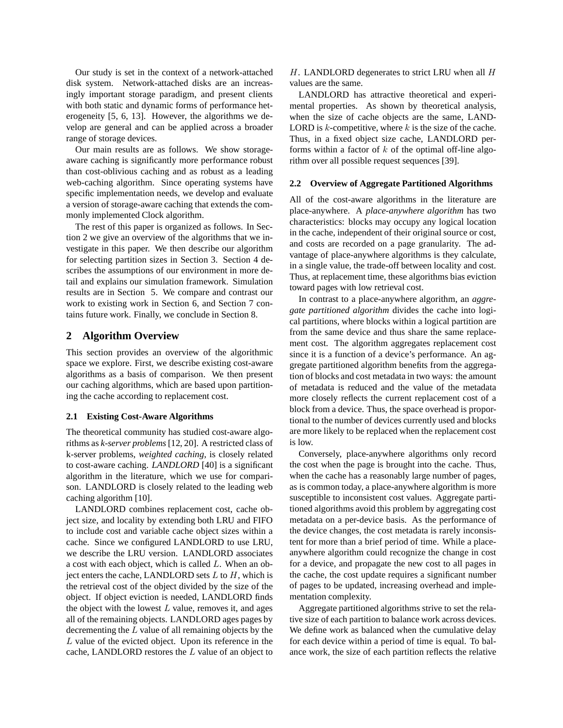Our study is set in the context of a network-attached disk system. Network-attached disks are an increasingly important storage paradigm, and present clients with both static and dynamic forms of performance heterogeneity [5, 6, 13]. However, the algorithms we develop are general and can be applied across a broader range of storage devices.

Our main results are as follows. We show storage-aware caching is significantly more performance robust than cost-oblivious caching and as robust as a leading web-caching algorithm. Since operating systems have specific implementation needs, we develop and evaluate a version of storage-aware caching that extends the commonly implemented Clock algorithm.

The rest of this paper is organized as follows. In Section 2 we give an overview of the algorithms that we investigate in this paper. We then describe our algorithm for selecting partition sizes in Section 3. Section 4 describes the assumptions of our environment in more detail and explains our simulation framework. Simulation results are in Section 5. We compare and contrast our work to existing work in Section 6, and Section 7 contains future work. Finally, we conclude in Section 8.

## 2 Algorithm Overview

This section provides an overview of the algorithmic space we explore. First, we describe existing cost-aware algorithms as a basis of comparison. We then present our caching algorithms, which are based upon partitioning the cache according to replacement cost.

### 2.1 Existing Cost-Aware Algorithms

The theoretical community has studied cost-aware algorithms as *k-server problems* [12, 20]. A restricted class of k-server problems, *weighted caching*, is closely related to cost-aware caching. *LANDLORD* [40] is a significant algorithm in the literature, which we use for comparison. LANDLORD is closely related to the leading web caching algorithm [10].

LANDLORD combines replacement cost, cache object size, and locality by extending both LRU and FIFO to include cost and variable cache object sizes within a cache. Since we configured LANDLORD to use LRU, we describe the LRU version. LANDLORD associates a cost with each object, which is called $L$. When an object enters the cache, LANDLORD sets $L$ to $H$, which is the retrieval cost of the object divided by the size of the object. If object eviction is needed, LANDLORD finds the object with the lowest $L$ value, removes it, and ages all of the remaining objects. LANDLORD ages pages by decrementing the $L$ value of all remaining objects by the $L$ value of the evicted object. Upon its reference in the cache, LANDLORD restores the $L$ value of an object to $H$. LANDLORD degenerates to strict LRU when all $H$ values are the same.

LANDLORD has attractive theoretical and experimental properties. As shown by theoretical analysis, when the size of cache objects are the same, LANDLORD is $k$-competitive, where $k$ is the size of the cache. Thus, in a fixed object size cache, LANDLORD performs within a factor of $k$ of the optimal off-line algorithm over all possible request sequences [39].

### 2.2 Overview of Aggregate Partitioned Algorithms

All of the cost-aware algorithms in the literature are place-anywhere. A *place-anywhere algorithm* has two characteristics: blocks may occupy any logical location in the cache, independent of their original source or cost, and costs are recorded on a page granularity. The advantage of place-anywhere algorithms is they calculate, in a single value, the trade-off between locality and cost. Thus, at replacement time, these algorithms bias eviction toward pages with low retrieval cost.

In contrast to a place-anywhere algorithm, an *aggregate partitioned algorithm* divides the cache into logical partitions, where blocks within a logical partition are from the same device and thus share the same replacement cost. The algorithm aggregates replacement cost since it is a function of a device's performance. An aggregate partitioned algorithm benefits from the aggregation of blocks and cost metadata in two ways: the amount of metadata is reduced and the value of the metadata more closely reflects the current replacement cost of a block from a device. Thus, the space overhead is proportional to the number of devices currently used and blocks are more likely to be replaced when the replacement cost is low.

Conversely, place-anywhere algorithms only record the cost when the page is brought into the cache. Thus, when the cache has a reasonably large number of pages, as is common today, a place-anywhere algorithm is more susceptible to inconsistent cost values. Aggregate partitioned algorithms avoid this problem by aggregating cost metadata on a per-device basis. As the performance of the device changes, the cost metadata is rarely inconsistent for more than a brief period of time. While a place-anywhere algorithm could recognize the change in cost for a device, and propagate the new cost to all pages in the cache, the cost update requires a significant number of pages to be updated, increasing overhead and implementation complexity.

Aggregate partitioned algorithms strive to set the relative size of each partition to balance work across devices. We define work as balanced when the cumulative delay for each device within a period of time is equal. To balance work, the size of each partition reflects the relative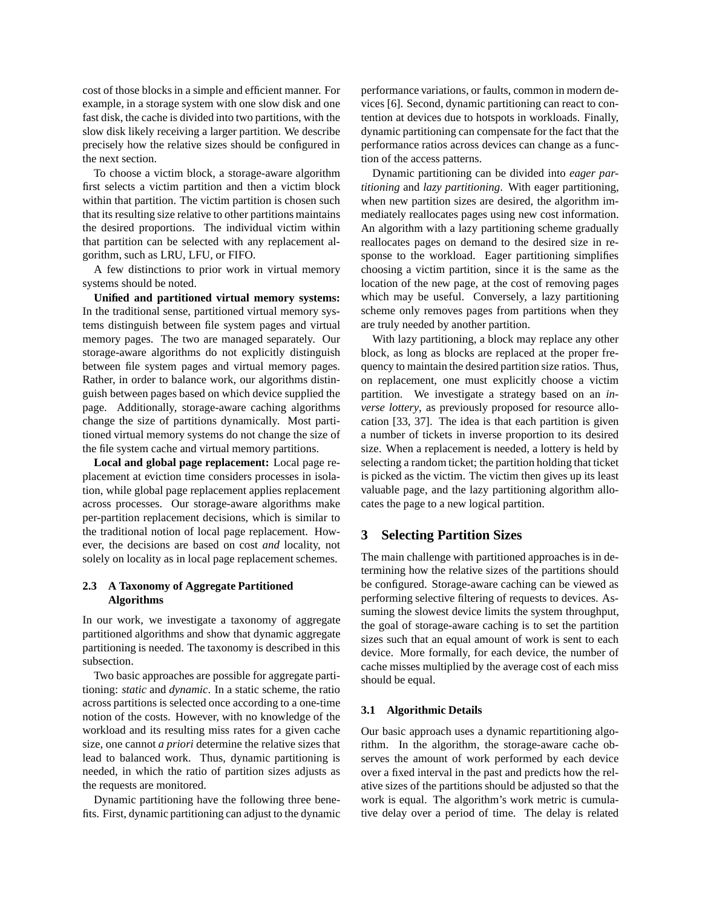cost of those blocks in a simple and efficient manner. For example, in a storage system with one slow disk and one fast disk, the cache is divided into two partitions, with the slow disk likely receiving a larger partition. We describe precisely how the relative sizes should be configured in the next section.

To choose a victim block, a storage-aware algorithm first selects a victim partition and then a victim block within that partition. The victim partition is chosen such that its resulting size relative to other partitions maintains the desired proportions. The individual victim within that partition can be selected with any replacement algorithm, such as LRU, LFU, or FIFO.

A few distinctions to prior work in virtual memory systems should be noted.

**Unified and partitioned virtual memory systems:** In the traditional sense, partitioned virtual memory systems distinguish between file system pages and virtual memory pages. The two are managed separately. Our storage-aware algorithms do not explicitly distinguish between file system pages and virtual memory pages. Rather, in order to balance work, our algorithms distinguish between pages based on which device supplied the page. Additionally, storage-aware caching algorithms change the size of partitions dynamically. Most partitioned virtual memory systems do not change the size of the file system cache and virtual memory partitions.

**Local and global page replacement:** Local page replacement at eviction time considers processes in isolation, while global page replacement applies replacement across processes. Our storage-aware algorithms make per-partition replacement decisions, which is similar to the traditional notion of local page replacement. However, the decisions are based on cost *and* locality, not solely on locality as in local page replacement schemes.

### 2.3 A Taxonomy of Aggregate Partitioned Algorithms

In our work, we investigate a taxonomy of aggregate partitioned algorithms and show that dynamic aggregate partitioning is needed. The taxonomy is described in this subsection.

Two basic approaches are possible for aggregate partitioning: *static* and *dynamic*. In a static scheme, the ratio across partitions is selected once according to a one-time notion of the costs. However, with no knowledge of the workload and its resulting miss rates for a given cache size, one cannot *a priori* determine the relative sizes that lead to balanced work. Thus, dynamic partitioning is needed, in which the ratio of partition sizes adjusts as the requests are monitored.

Dynamic partitioning have the following three benefits. First, dynamic partitioning can adjust to the dynamic performance variations, or faults, common in modern devices [6]. Second, dynamic partitioning can react to contention at devices due to hotspots in workloads. Finally, dynamic partitioning can compensate for the fact that the performance ratios across devices can change as a function of the access patterns.

Dynamic partitioning can be divided into *eager partitioning* and *lazy partitioning*. With eager partitioning, when new partition sizes are desired, the algorithm immediately reallocates pages using new cost information. An algorithm with a lazy partitioning scheme gradually reallocates pages on demand to the desired size in response to the workload. Eager partitioning simplifies choosing a victim partition, since it is the same as the location of the new page, at the cost of removing pages which may be useful. Conversely, a lazy partitioning scheme only removes pages from partitions when they are truly needed by another partition.

With lazy partitioning, a block may replace any other block, as long as blocks are replaced at the proper frequency to maintain the desired partition size ratios. Thus, on replacement, one must explicitly choose a victim partition. We investigate a strategy based on an *inverse lottery*, as previously proposed for resource allocation [33, 37]. The idea is that each partition is given a number of tickets in inverse proportion to its desired size. When a replacement is needed, a lottery is held by selecting a random ticket; the partition holding that ticket is picked as the victim. The victim then gives up its least valuable page, and the lazy partitioning algorithm allocates the page to a new logical partition.

## 3 Selecting Partition Sizes

The main challenge with partitioned approaches is in determining how the relative sizes of the partitions should be configured. Storage-aware caching can be viewed as performing selective filtering of requests to devices. Assuming the slowest device limits the system throughput, the goal of storage-aware caching is to set the partition sizes such that an equal amount of work is sent to each device. More formally, for each device, the number of cache misses multiplied by the average cost of each miss should be equal.

### 3.1 Algorithmic Details

Our basic approach uses a dynamic repartitioning algorithm. In the algorithm, the storage-aware cache observes the amount of work performed by each device over a fixed interval in the past and predicts how the relative sizes of the partitions should be adjusted so that the work is equal. The algorithm's work metric is cumulative delay over a period of time. The delay is related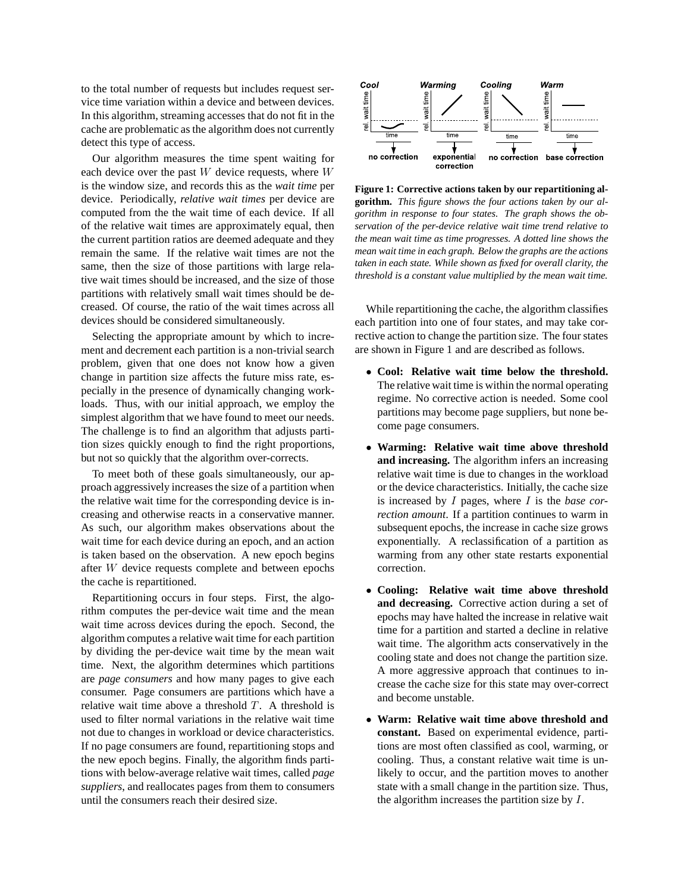to the total number of requests but includes request service time variation within a device and between devices. In this algorithm, streaming accesses that do not fit in the cache are problematic as the algorithm does not currently detect this type of access.

Our algorithm measures the time spent waiting for each device over the past $W$ device requests, where $W$ is the window size, and records this as the *wait time* per device. Periodically, *relative wait times* per device are computed from the the wait time of each device. If all of the relative wait times are approximately equal, then the current partition ratios are deemed adequate and they remain the same. If the relative wait times are not the same, then the size of those partitions with large relative wait times should be increased, and the size of those partitions with relatively small wait times should be decreased. Of course, the ratio of the wait times across all devices should be considered simultaneously.

Selecting the appropriate amount by which to increment and decrement each partition is a non-trivial search problem, given that one does not know how a given change in partition size affects the future miss rate, especially in the presence of dynamically changing workloads. Thus, with our initial approach, we employ the simplest algorithm that we have found to meet our needs. The challenge is to find an algorithm that adjusts partition sizes quickly enough to find the right proportions, but not so quickly that the algorithm over-corrects.

To meet both of these goals simultaneously, our approach aggressively increases the size of a partition when the relative wait time for the corresponding device is increasing and otherwise reacts in a conservative manner. As such, our algorithm makes observations about the wait time for each device during an epoch, and an action is taken based on the observation. A new epoch begins after $W$ device requests complete and between epochs the cache is repartitioned.

Repartitioning occurs in four steps. First, the algorithm computes the per-device wait time and the mean wait time across devices during the epoch. Second, the algorithm computes a relative wait time for each partition by dividing the per-device wait time by the mean wait time. Next, the algorithm determines which partitions are *page consumers* and how many pages to give each consumer. Page consumers are partitions which have a relative wait time above a threshold $T$. A threshold is used to filter normal variations in the relative wait time not due to changes in workload or device characteristics. If no page consumers are found, repartitioning stops and the new epoch begins. Finally, the algorithm finds partitions with below-average relative wait times, called *page suppliers*, and reallocates pages from them to consumers until the consumers reach their desired size.

**Figure 1: Corrective actions taken by our repartitioning algorithm.** *This figure shows the four actions taken by our algorithm in response to four states. The graph shows the observation of the per-device relative wait time trend relative to the mean wait time as time progresses. A dotted line shows the mean wait time in each graph. Below the graphs are the actions taken in each state. While shown as fixed for overall clarity, the threshold is a constant value multiplied by the mean wait time.*

While repartitioning the cache, the algorithm classifies each partition into one of four states, and may take corrective action to change the partition size. The four states are shown in Figure 1 and are described as follows.

- **Cool: Relative wait time below the threshold.** The relative wait time is within the normal operating regime. No corrective action is needed. Some cool partitions may become page suppliers, but none become page consumers.
- **Warming: Relative wait time above threshold and increasing.** The algorithm infers an increasing relative wait time is due to changes in the workload or the device characteristics. Initially, the cache size is increased by $I$ pages, where $I$ is the *base correction amount*. If a partition continues to warm in subsequent epochs, the increase in cache size grows exponentially. A reclassification of a partition as warming from any other state restarts exponential correction.
- **Cooling: Relative wait time above threshold and decreasing.** Corrective action during a set of epochs may have halted the increase in relative wait time for a partition and started a decline in relative wait time. The algorithm acts conservatively in the cooling state and does not change the partition size. A more aggressive approach that continues to increase the cache size for this state may over-correct and become unstable.
- **Warm: Relative wait time above threshold and constant.** Based on experimental evidence, partitions are most often classified as cool, warming, or cooling. Thus, a constant relative wait time is unlikely to occur, and the partition moves to another state with a small change in the partition size. Thus, the algorithm increases the partition size by $I$.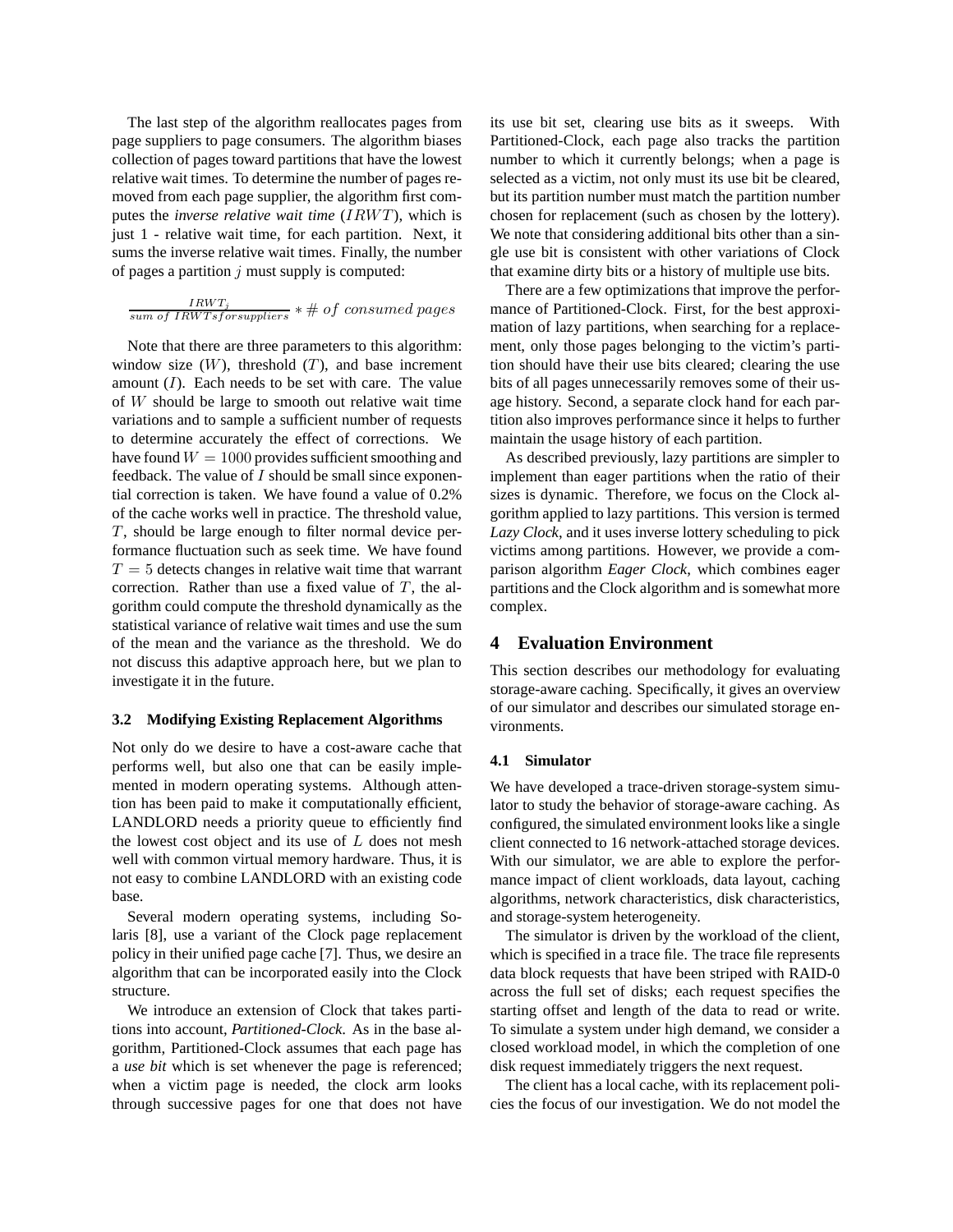The last step of the algorithm reallocates pages from page suppliers to page consumers. The algorithm biases collection of pages toward partitions that have the lowest relative wait times. To determine the number of pages removed from each page supplier, the algorithm first computes the *inverse relative wait time* ($IRWT$), which is just 1 - relative wait time, for each partition. Next, it sums the inverse relative wait times. Finally, the number of pages a partition $j$ must supply is computed:

$$\frac{IRWT_j}{sum\ of\ IRWTs for suppliers} * \#\ of\ consumed\ pages$$

Note that there are three parameters to this algorithm: window size ($W$), threshold ($T$), and base increment amount ($I$). Each needs to be set with care. The value of $W$ should be large to smooth out relative wait time variations and to sample a sufficient number of requests to determine accurately the effect of corrections. We have found $W = 1000$ provides sufficient smoothing and feedback. The value of $I$ should be small since exponential correction is taken. We have found a value of 0.2% of the cache works well in practice. The threshold value, $T$, should be large enough to filter normal device performance fluctuation such as seek time. We have found $T = 5$ detects changes in relative wait time that warrant correction. Rather than use a fixed value of $T$, the algorithm could compute the threshold dynamically as the statistical variance of relative wait times and use the sum of the mean and the variance as the threshold. We do not discuss this adaptive approach here, but we plan to investigate it in the future.

### 3.2 Modifying Existing Replacement Algorithms

Not only do we desire to have a cost-aware cache that performs well, but also one that can be easily implemented in modern operating systems. Although attention has been paid to make it computationally efficient, LANDLORD needs a priority queue to efficiently find the lowest cost object and its use of $L$ does not mesh well with common virtual memory hardware. Thus, it is not easy to combine LANDLORD with an existing code base.

Several modern operating systems, including Solaris [8], use a variant of the Clock page replacement policy in their unified page cache [7]. Thus, we desire an algorithm that can be incorporated easily into the Clock structure.

We introduce an extension of Clock that takes partitions into account, *Partitioned-Clock*. As in the base algorithm, Partitioned-Clock assumes that each page has a *use bit* which is set whenever the page is referenced; when a victim page is needed, the clock arm looks through successive pages for one that does not have its use bit set, clearing use bits as it sweeps. With Partitioned-Clock, each page also tracks the partition number to which it currently belongs; when a page is selected as a victim, not only must its use bit be cleared, but its partition number must match the partition number chosen for replacement (such as chosen by the lottery). We note that considering additional bits other than a single use bit is consistent with other variations of Clock that examine dirty bits or a history of multiple use bits.

There are a few optimizations that improve the performance of Partitioned-Clock. First, for the best approximation of lazy partitions, when searching for a replacement, only those pages belonging to the victim's partition should have their use bits cleared; clearing the use bits of all pages unnecessarily removes some of their usage history. Second, a separate clock hand for each partition also improves performance since it helps to further maintain the usage history of each partition.

As described previously, lazy partitions are simpler to implement than eager partitions when the ratio of their sizes is dynamic. Therefore, we focus on the Clock algorithm applied to lazy partitions. This version is termed *Lazy Clock*, and it uses inverse lottery scheduling to pick victims among partitions. However, we provide a comparison algorithm *Eager Clock*, which combines eager partitions and the Clock algorithm and is somewhat more complex.

## 4 Evaluation Environment

This section describes our methodology for evaluating storage-aware caching. Specifically, it gives an overview of our simulator and describes our simulated storage environments.

### 4.1 Simulator

We have developed a trace-driven storage-system simulator to study the behavior of storage-aware caching. As configured, the simulated environment looks like a single client connected to 16 network-attached storage devices. With our simulator, we are able to explore the performance impact of client workloads, data layout, caching algorithms, network characteristics, disk characteristics, and storage-system heterogeneity.

The simulator is driven by the workload of the client, which is specified in a trace file. The trace file represents data block requests that have been striped with RAID-0 across the full set of disks; each request specifies the starting offset and length of the data to read or write. To simulate a system under high demand, we consider a closed workload model, in which the completion of one disk request immediately triggers the next request.

The client has a local cache, with its replacement policies the focus of our investigation. We do not model the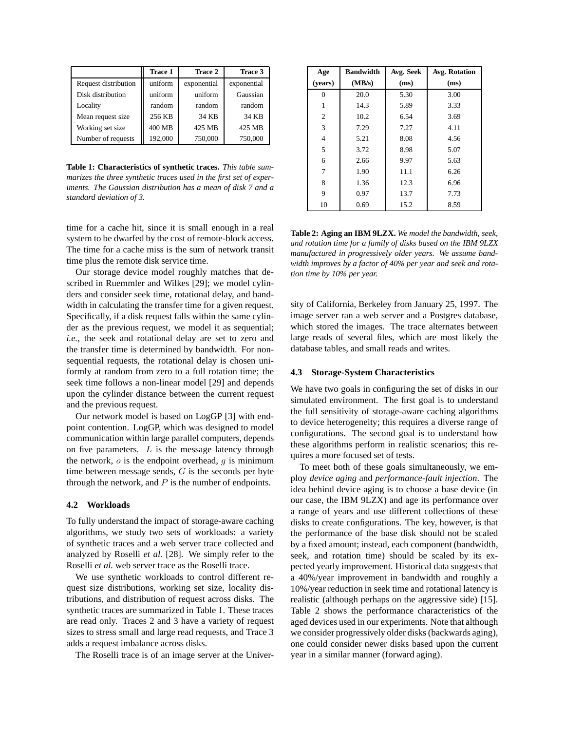| | Trace 1 | Trace 2 | Trace 3 |
|---|---|---|---|
| Request distribution | uniform | exponential | exponential |
| Disk distribution | uniform | uniform | Gaussian |
| Locality | random | random | random |
| Mean request size | 256 KB | 34 KB | 34 KB |
| Working set size | 400 MB | 425 MB | 425 MB |
| Number of requests | 192,000 | 750,000 | 750,000 |

**Table 1: Characteristics of synthetic traces.** *This table summarizes the three synthetic traces used in the first set of experiments. The Gaussian distribution has a mean of disk 7 and a standard deviation of 3.*

time for a cache hit, since it is small enough in a real system to be dwarfed by the cost of remote-block access. The time for a cache miss is the sum of network transit time plus the remote disk service time.

Our storage device model roughly matches that described in Ruemmler and Wilkes [29]; we model cylinders and consider seek time, rotational delay, and bandwidth in calculating the transfer time for a given request. Specifically, if a disk request falls within the same cylinder as the previous request, we model it as sequential; *i.e.*, the seek and rotational delay are set to zero and the transfer time is determined by bandwidth. For non-sequential requests, the rotational delay is chosen uniformly at random from zero to a full rotation time; the seek time follows a non-linear model [29] and depends upon the cylinder distance between the current request and the previous request.

Our network model is based on LogGP [3] with endpoint contention. LogGP, which was designed to model communication within large parallel computers, depends on five parameters. $L$ is the message latency through the network, $o$ is the endpoint overhead, $g$ is minimum time between message sends, $G$ is the seconds per byte through the network, and $P$ is the number of endpoints.

### 4.2 Workloads

To fully understand the impact of storage-aware caching algorithms, we study two sets of workloads: a variety of synthetic traces and a web server trace collected and analyzed by Roselli *et al.* [28]. We simply refer to the Roselli *et al.* web server trace as the Roselli trace.

We use synthetic workloads to control different request size distributions, working set size, locality distributions, and distribution of request across disks. The synthetic traces are summarized in Table 1. These traces are read only. Traces 2 and 3 have a variety of request sizes to stress small and large read requests, and Trace 3 adds a request imbalance across disks.

The Roselli trace is of an image server at the University of California, Berkeley from January 25, 1997. The image server ran a web server and a Postgres database, which stored the images. The trace alternates between large reads of several files, which are most likely the database tables, and small reads and writes.

| Age (years) | Bandwidth (MB/s) | Avg. Seek (ms) | Avg. Rotation (ms) |
|---|---|---|---|
| 0 | 20.0 | 5.30 | 3.00 |
| 1 | 14.3 | 5.89 | 3.33 |
| 2 | 10.2 | 6.54 | 3.69 |
| 3 | 7.29 | 7.27 | 4.11 |
| 4 | 5.21 | 8.08 | 4.56 |
| 5 | 3.72 | 8.98 | 5.07 |
| 6 | 2.66 | 9.97 | 5.63 |
| 7 | 1.90 | 11.1 | 6.26 |
| 8 | 1.36 | 12.3 | 6.96 |
| 9 | 0.97 | 13.7 | 7.73 |
| 10 | 0.69 | 15.2 | 8.59 |

**Table 2: Aging an IBM 9LZX.** *We model the bandwidth, seek, and rotation time for a family of disks based on the IBM 9LZX manufactured in progressively older years. We assume bandwidth improves by a factor of 40% per year and seek and rotation time by 10% per year.*

### 4.3 Storage-System Characteristics

We have two goals in configuring the set of disks in our simulated environment. The first goal is to understand the full sensitivity of storage-aware caching algorithms to device heterogeneity; this requires a diverse range of configurations. The second goal is to understand how these algorithms perform in realistic scenarios; this requires a more focused set of tests.

To meet both of these goals simultaneously, we employ *device aging* and *performance-fault injection*. The idea behind device aging is to choose a base device (in our case, the IBM 9LZX) and age its performance over a range of years and use different collections of these disks to create configurations. The key, however, is that the performance of the base disk should not be scaled by a fixed amount; instead, each component (bandwidth, seek, and rotation time) should be scaled by its expected yearly improvement. Historical data suggests that a 40%/year improvement in bandwidth and roughly a 10%/year reduction in seek time and rotational latency is realistic (although perhaps on the aggressive side) [15]. Table 2 shows the performance characteristics of the aged devices used in our experiments. Note that although we consider progressively older disks (backwards aging), one could consider newer disks based upon the current year in a similar manner (forward aging).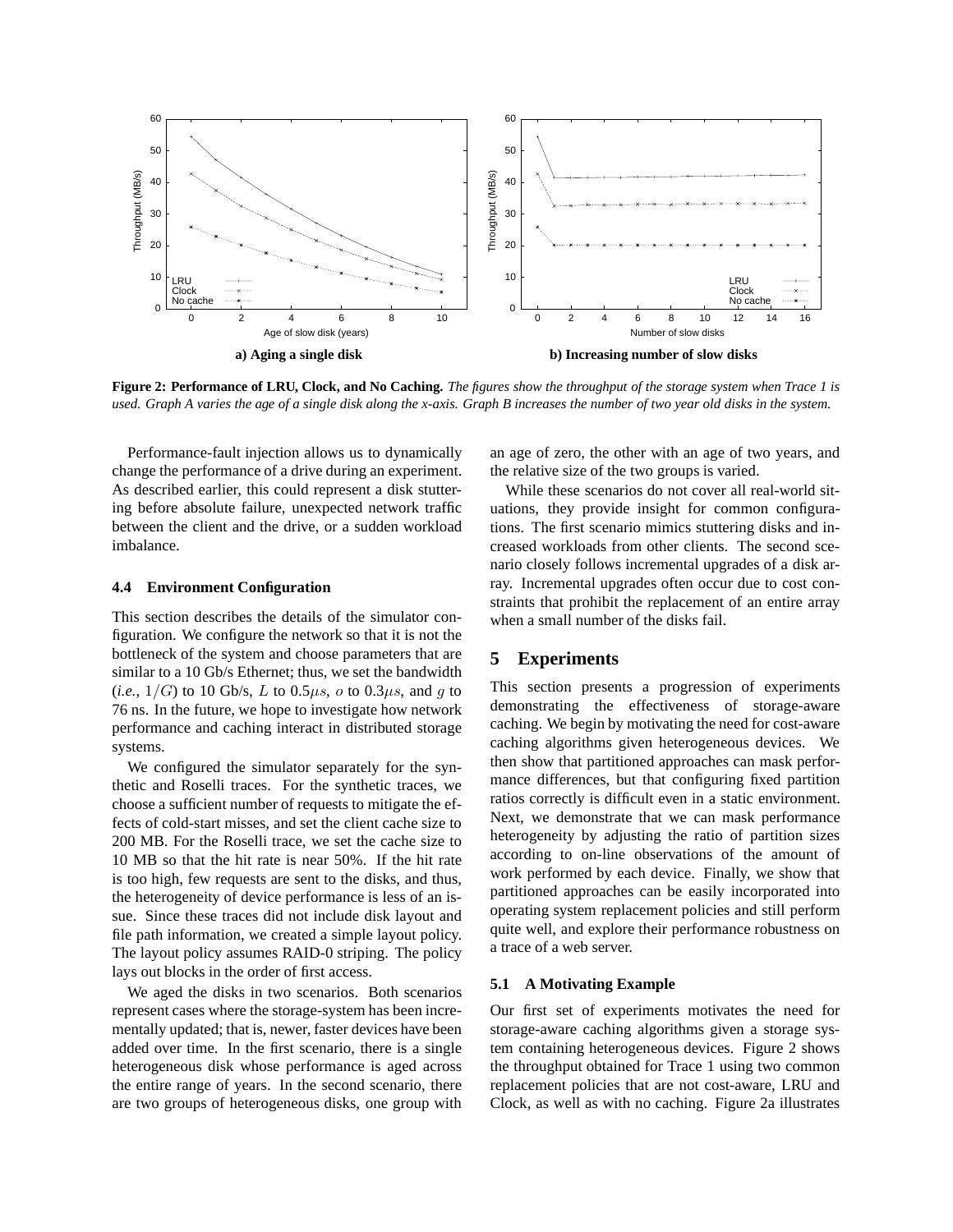**a) Aging a single disk**

**b) Increasing number of slow disks**

**Figure 2: Performance of LRU, Clock, and No Caching.** *The figures show the throughput of the storage system when Trace 1 is used. Graph A varies the age of a single disk along the x-axis. Graph B increases the number of two year old disks in the system.*

Performance-fault injection allows us to dynamically change the performance of a drive during an experiment. As described earlier, this could represent a disk stuttering before absolute failure, unexpected network traffic between the client and the drive, or a sudden workload imbalance.

### 4.4 Environment Configuration

This section describes the details of the simulator configuration. We configure the network so that it is not the bottleneck of the system and choose parameters that are similar to a 10 Gb/s Ethernet; thus, we set the bandwidth (*i.e.,* $1/G$) to 10 Gb/s, $L$ to 0.5$\mu s$, $o$ to 0.3$\mu s$, and $g$ to 76 ns. In the future, we hope to investigate how network performance and caching interact in distributed storage systems.

We configured the simulator separately for the synthetic and Roselli traces. For the synthetic traces, we choose a sufficient number of requests to mitigate the effects of cold-start misses, and set the client cache size to 200 MB. For the Roselli trace, we set the cache size to 10 MB so that the hit rate is near 50%. If the hit rate is too high, few requests are sent to the disks, and thus, the heterogeneity of device performance is less of an issue. Since these traces did not include disk layout and file path information, we created a simple layout policy. The layout policy assumes RAID-0 striping. The policy lays out blocks in the order of first access.

We aged the disks in two scenarios. Both scenarios represent cases where the storage-system has been incrementally updated; that is, newer, faster devices have been added over time. In the first scenario, there is a single heterogeneous disk whose performance is aged across the entire range of years. In the second scenario, there are two groups of heterogeneous disks, one group with an age of zero, the other with an age of two years, and the relative size of the two groups is varied.

While these scenarios do not cover all real-world situations, they provide insight for common configurations. The first scenario mimics stuttering disks and increased workloads from other clients. The second scenario closely follows incremental upgrades of a disk array. Incremental upgrades often occur due to cost constraints that prohibit the replacement of an entire array when a small number of the disks fail.

## 5 Experiments

This section presents a progression of experiments demonstrating the effectiveness of storage-aware caching. We begin by motivating the need for cost-aware caching algorithms given heterogeneous devices. We then show that partitioned approaches can mask performance differences, but that configuring fixed partition ratios correctly is difficult even in a static environment. Next, we demonstrate that we can mask performance heterogeneity by adjusting the ratio of partition sizes according to on-line observations of the amount of work performed by each device. Finally, we show that partitioned approaches can be easily incorporated into operating system replacement policies and still perform quite well, and explore their performance robustness on a trace of a web server.

### 5.1 A Motivating Example

Our first set of experiments motivates the need for storage-aware caching algorithms given a storage system containing heterogeneous devices. Figure 2 shows the throughput obtained for Trace 1 using two common replacement policies that are not cost-aware, LRU and Clock, as well as with no caching. Figure 2a illustrates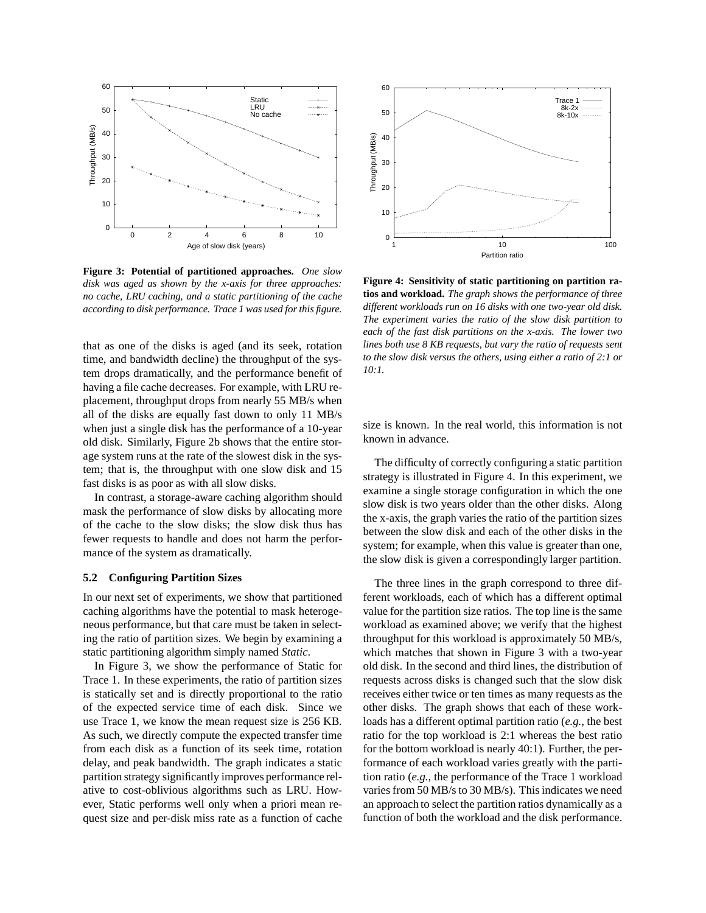**Figure 3: Potential of partitioned approaches.** *One slow disk was aged as shown by the x-axis for three approaches: no cache, LRU caching, and a static partitioning of the cache according to disk performance. Trace 1 was used for this figure.*

**Figure 4: Sensitivity of static partitioning on partition ratios and workload.** *The graph shows the performance of three different workloads run on 16 disks with one two-year old disk. The experiment varies the ratio of the slow disk partition to each of the fast disk partitions on the x-axis. The lower two lines both use 8 KB requests, but vary the ratio of requests sent to the slow disk versus the others, using either a ratio of 2:1 or 10:1.*

that as one of the disks is aged (and its seek, rotation time, and bandwidth decline) the throughput of the system drops dramatically, and the performance benefit of having a file cache decreases. For example, with LRU replacement, throughput drops from nearly 55 MB/s when all of the disks are equally fast down to only 11 MB/s when just a single disk has the performance of a 10-year old disk. Similarly, Figure 2b shows that the entire storage system runs at the rate of the slowest disk in the system; that is, the throughput with one slow disk and 15 fast disks is as poor as with all slow disks.

In contrast, a storage-aware caching algorithm should mask the performance of slow disks by allocating more of the cache to the slow disks; the slow disk thus has fewer requests to handle and does not harm the performance of the system as dramatically.

### 5.2 Configuring Partition Sizes

In our next set of experiments, we show that partitioned caching algorithms have the potential to mask heterogeneous performance, but that care must be taken in selecting the ratio of partition sizes. We begin by examining a static partitioning algorithm simply named *Static*.

In Figure 3, we show the performance of Static for Trace 1. In these experiments, the ratio of partition sizes is statically set and is directly proportional to the ratio of the expected service time of each disk. Since we use Trace 1, we know the mean request size is 256 KB. As such, we directly compute the expected transfer time from each disk as a function of its seek time, rotation delay, and peak bandwidth. The graph indicates a static partition strategy significantly improves performance relative to cost-oblivious algorithms such as LRU. However, Static performs well only when a priori mean request size and per-disk miss rate as a function of cache size is known. In the real world, this information is not known in advance.

The difficulty of correctly configuring a static partition strategy is illustrated in Figure 4. In this experiment, we examine a single storage configuration in which the one slow disk is two years older than the other disks. Along the x-axis, the graph varies the ratio of the partition sizes between the slow disk and each of the other disks in the system; for example, when this value is greater than one, the slow disk is given a correspondingly larger partition.

The three lines in the graph correspond to three different workloads, each of which has a different optimal value for the partition size ratios. The top line is the same workload as examined above; we verify that the highest throughput for this workload is approximately 50 MB/s, which matches that shown in Figure 3 with a two-year old disk. In the second and third lines, the distribution of requests across disks is changed such that the slow disk receives either twice or ten times as many requests as the other disks. The graph shows that each of these workloads has a different optimal partition ratio (*e.g.*, the best ratio for the top workload is 2:1 whereas the best ratio for the bottom workload is nearly 40:1). Further, the performance of each workload varies greatly with the partition ratio (*e.g.*, the performance of the Trace 1 workload varies from 50 MB/s to 30 MB/s). This indicates we need an approach to select the partition ratios dynamically as a function of both the workload and the disk performance.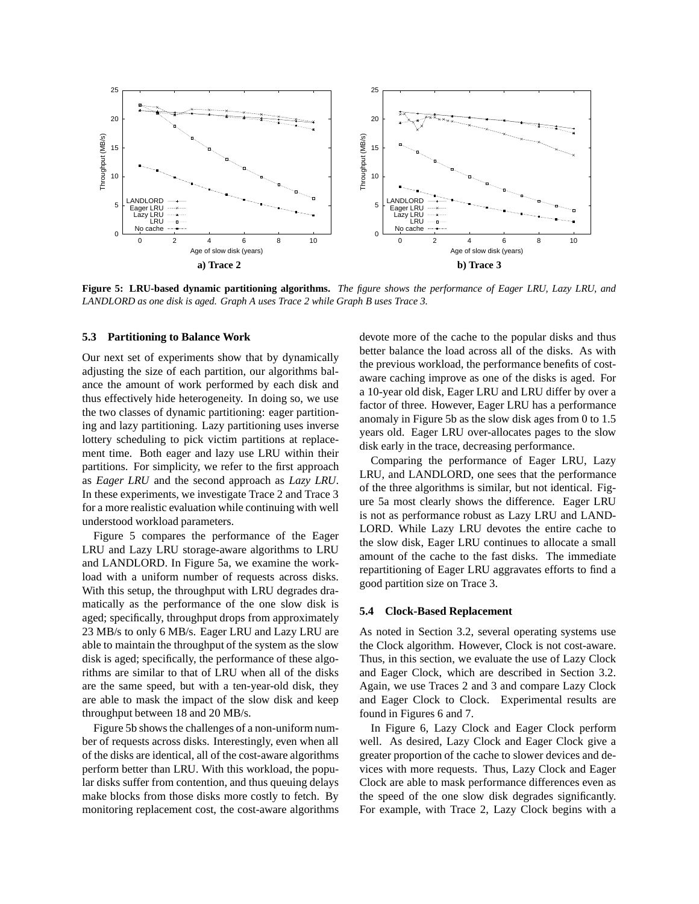**Figure 5: LRU-based dynamic partitioning algorithms.** *The figure shows the performance of Eager LRU, Lazy LRU, and LANDLORD as one disk is aged. Graph A uses Trace 2 while Graph B uses Trace 3.*

### 5.3 Partitioning to Balance Work

Our next set of experiments show that by dynamically adjusting the size of each partition, our algorithms balance the amount of work performed by each disk and thus effectively hide heterogeneity. In doing so, we use the two classes of dynamic partitioning: eager partitioning and lazy partitioning. Lazy partitioning uses inverse lottery scheduling to pick victim partitions at replacement time. Both eager and lazy use LRU within their partitions. For simplicity, we refer to the first approach as *Eager LRU* and the second approach as *Lazy LRU*. In these experiments, we investigate Trace 2 and Trace 3 for a more realistic evaluation while continuing with well understood workload parameters.

Figure 5 compares the performance of the Eager LRU and Lazy LRU storage-aware algorithms to LRU and LANDLORD. In Figure 5a, we examine the workload with a uniform number of requests across disks. With this setup, the throughput with LRU degrades dramatically as the performance of the one slow disk is aged; specifically, throughput drops from approximately 23 MB/s to only 6 MB/s. Eager LRU and Lazy LRU are able to maintain the throughput of the system as the slow disk is aged; specifically, the performance of these algorithms are similar to that of LRU when all of the disks are the same speed, but with a ten-year-old disk, they are able to mask the impact of the slow disk and keep throughput between 18 and 20 MB/s.

Figure 5b shows the challenges of a non-uniform number of requests across disks. Interestingly, even when all of the disks are identical, all of the cost-aware algorithms perform better than LRU. With this workload, the popular disks suffer from contention, and thus queuing delays make blocks from those disks more costly to fetch. By monitoring replacement cost, the cost-aware algorithms devote more of the cache to the popular disks and thus better balance the load across all of the disks. As with the previous workload, the performance benefits of cost-aware caching improve as one of the disks is aged. For a 10-year old disk, Eager LRU and LRU differ by over a factor of three. However, Eager LRU has a performance anomaly in Figure 5b as the slow disk ages from 0 to 1.5 years old. Eager LRU over-allocates pages to the slow disk early in the trace, decreasing performance.

Comparing the performance of Eager LRU, Lazy LRU, and LANDLORD, one sees that the performance of the three algorithms is similar, but not identical. Figure 5a most clearly shows the difference. Eager LRU is not as performance robust as Lazy LRU and LANDLORD. While Lazy LRU devotes the entire cache to the slow disk, Eager LRU continues to allocate a small amount of the cache to the fast disks. The immediate repartitioning of Eager LRU aggravates efforts to find a good partition size on Trace 3.

### 5.4 Clock-Based Replacement

As noted in Section 3.2, several operating systems use the Clock algorithm. However, Clock is not cost-aware. Thus, in this section, we evaluate the use of Lazy Clock and Eager Clock, which are described in Section 3.2. Again, we use Traces 2 and 3 and compare Lazy Clock and Eager Clock to Clock. Experimental results are found in Figures 6 and 7.

In Figure 6, Lazy Clock and Eager Clock perform well. As desired, Lazy Clock and Eager Clock give a greater proportion of the cache to slower devices and devices with more requests. Thus, Lazy Clock and Eager Clock are able to mask performance differences even as the speed of the one slow disk degrades significantly. For example, with Trace 2, Lazy Clock begins with a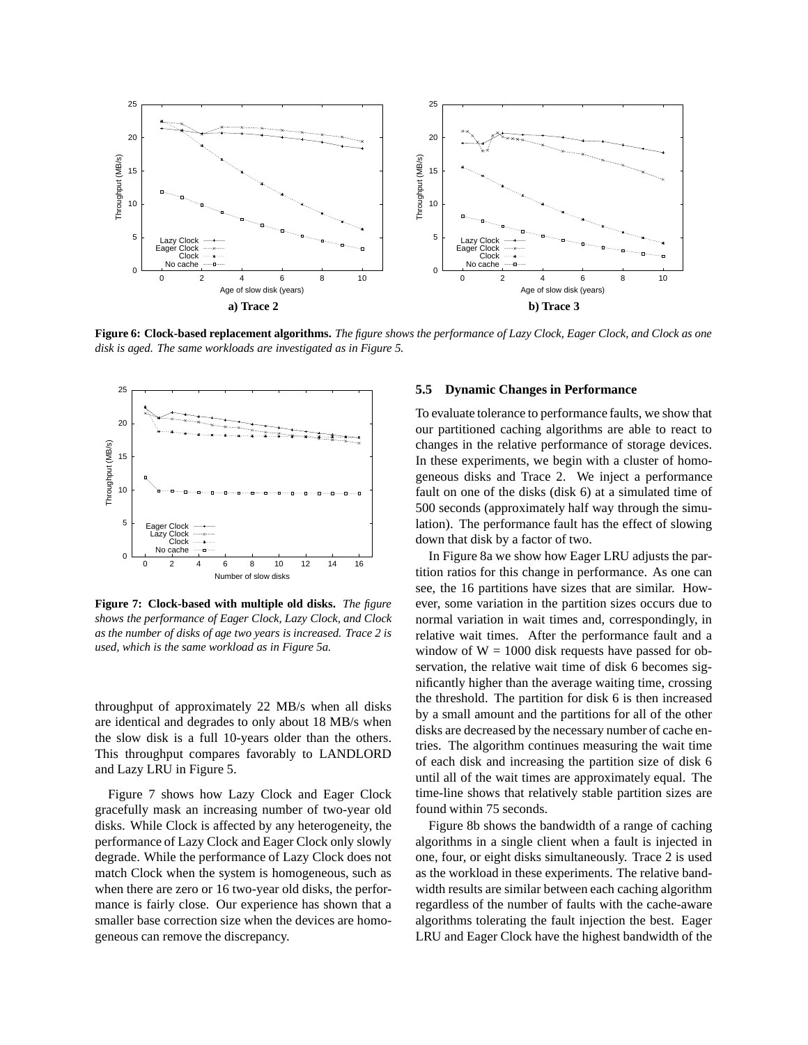**Figure 6: Clock-based replacement algorithms.** *The figure shows the performance of Lazy Clock, Eager Clock, and Clock as one disk is aged. The same workloads are investigated as in Figure 5.*

**Figure 7: Clock-based with multiple old disks.** *The figure shows the performance of Eager Clock, Lazy Clock, and Clock as the number of disks of age two years is increased. Trace 2 is used, which is the same workload as in Figure 5a.*

throughput of approximately 22 MB/s when all disks are identical and degrades to only about 18 MB/s when the slow disk is a full 10-years older than the others. This throughput compares favorably to LANDLORD and Lazy LRU in Figure 5.

Figure 7 shows how Lazy Clock and Eager Clock gracefully mask an increasing number of two-year old disks. While Clock is affected by any heterogeneity, the performance of Lazy Clock and Eager Clock only slowly degrade. While the performance of Lazy Clock does not match Clock when the system is homogeneous, such as when there are zero or 16 two-year old disks, the performance is fairly close. Our experience has shown that a smaller base correction size when the devices are homogeneous can remove the discrepancy.

### 5.5 Dynamic Changes in Performance

To evaluate tolerance to performance faults, we show that our partitioned caching algorithms are able to react to changes in the relative performance of storage devices. In these experiments, we begin with a cluster of homogeneous disks and Trace 2. We inject a performance fault on one of the disks (disk 6) at a simulated time of 500 seconds (approximately half way through the simulation). The performance fault has the effect of slowing down that disk by a factor of two.

In Figure 8a we show how Eager LRU adjusts the partition ratios for this change in performance. As one can see, the 16 partitions have sizes that are similar. However, some variation in the partition sizes occurs due to normal variation in wait times and, correspondingly, in relative wait times. After the performance fault and a window of W = 1000 disk requests have passed for observation, the relative wait time of disk 6 becomes significantly higher than the average waiting time, crossing the threshold. The partition for disk 6 is then increased by a small amount and the partitions for all of the other disks are decreased by the necessary number of cache entries. The algorithm continues measuring the wait time of each disk and increasing the partition size of disk 6 until all of the wait times are approximately equal. The time-line shows that relatively stable partition sizes are found within 75 seconds.

Figure 8b shows the bandwidth of a range of caching algorithms in a single client when a fault is injected in one, four, or eight disks simultaneously. Trace 2 is used as the workload in these experiments. The relative bandwidth results are similar between each caching algorithm regardless of the number of faults with the cache-aware algorithms tolerating the fault injection the best. Eager LRU and Eager Clock have the highest bandwidth of the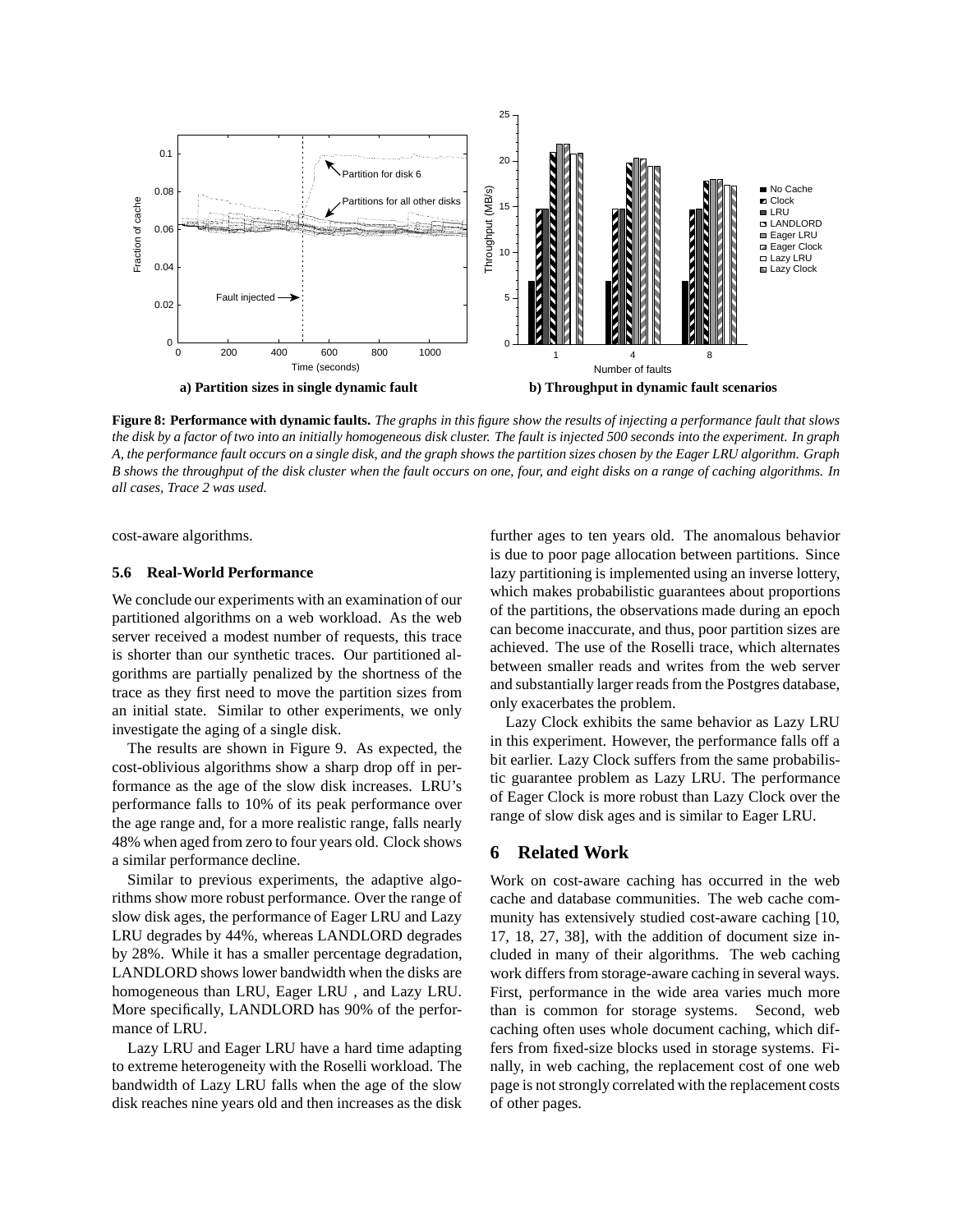**a) Partition sizes in single dynamic fault**

**b) Throughput in dynamic fault scenarios**

**Figure 8: Performance with dynamic faults.** *The graphs in this figure show the results of injecting a performance fault that slows the disk by a factor of two into an initially homogeneous disk cluster. The fault is injected 500 seconds into the experiment. In graph A, the performance fault occurs on a single disk, and the graph shows the partition sizes chosen by the Eager LRU algorithm. Graph B shows the throughput of the disk cluster when the fault occurs on one, four, and eight disks on a range of caching algorithms. In all cases, Trace 2 was used.*

cost-aware algorithms.

### 5.6 Real-World Performance

We conclude our experiments with an examination of our partitioned algorithms on a web workload. As the web server received a modest number of requests, this trace is shorter than our synthetic traces. Our partitioned algorithms are partially penalized by the shortness of the trace as they first need to move the partition sizes from an initial state. Similar to other experiments, we only investigate the aging of a single disk.

The results are shown in Figure 9. As expected, the cost-oblivious algorithms show a sharp drop off in performance as the age of the slow disk increases. LRU's performance falls to 10% of its peak performance over the age range and, for a more realistic range, falls nearly 48% when aged from zero to four years old. Clock shows a similar performance decline.

Similar to previous experiments, the adaptive algorithms show more robust performance. Over the range of slow disk ages, the performance of Eager LRU and Lazy LRU degrades by 44%, whereas LANDLORD degrades by 28%. While it has a smaller percentage degradation, LANDLORD shows lower bandwidth when the disks are homogeneous than LRU, Eager LRU , and Lazy LRU. More specifically, LANDLORD has 90% of the performance of LRU.

Lazy LRU and Eager LRU have a hard time adapting to extreme heterogeneity with the Roselli workload. The bandwidth of Lazy LRU falls when the age of the slow disk reaches nine years old and then increases as the disk further ages to ten years old. The anomalous behavior is due to poor page allocation between partitions. Since lazy partitioning is implemented using an inverse lottery, which makes probabilistic guarantees about proportions of the partitions, the observations made during an epoch can become inaccurate, and thus, poor partition sizes are achieved. The use of the Roselli trace, which alternates between smaller reads and writes from the web server and substantially larger reads from the Postgres database, only exacerbates the problem.

Lazy Clock exhibits the same behavior as Lazy LRU in this experiment. However, the performance falls off a bit earlier. Lazy Clock suffers from the same probabilistic guarantee problem as Lazy LRU. The performance of Eager Clock is more robust than Lazy Clock over the range of slow disk ages and is similar to Eager LRU.

## 6 Related Work

Work on cost-aware caching has occurred in the web cache and database communities. The web cache community has extensively studied cost-aware caching [10, 17, 18, 27, 38], with the addition of document size included in many of their algorithms. The web caching work differs from storage-aware caching in several ways. First, performance in the wide area varies much more than is common for storage systems. Second, web caching often uses whole document caching, which differs from fixed-size blocks used in storage systems. Finally, in web caching, the replacement cost of one web page is not strongly correlated with the replacement costs of other pages.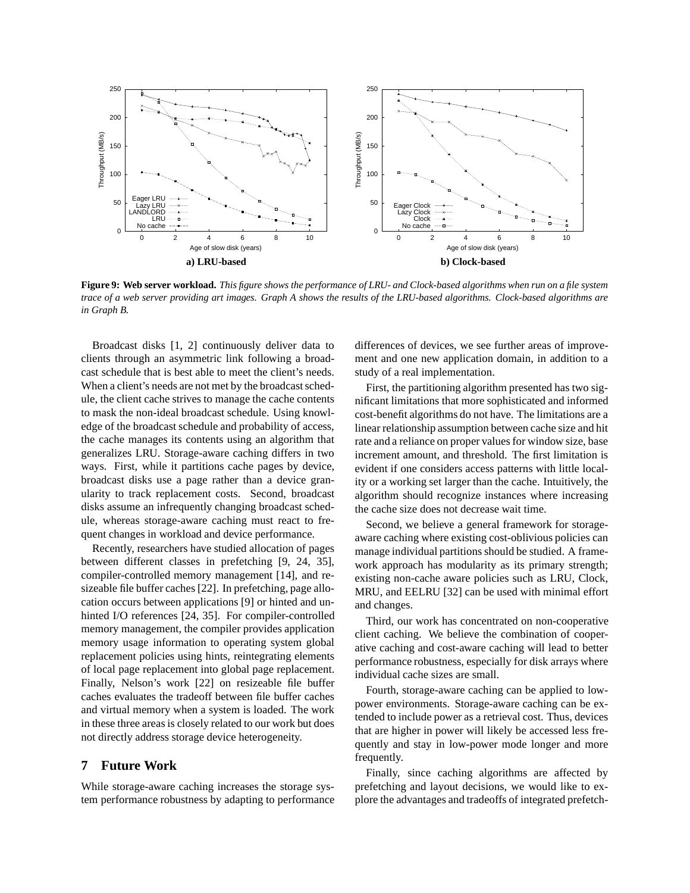**Figure 9: Web server workload.** *This figure shows the performance of LRU- and Clock-based algorithms when run on a file system trace of a web server providing art images. Graph A shows the results of the LRU-based algorithms. Clock-based algorithms are in Graph B.*

Broadcast disks [1, 2] continuously deliver data to clients through an asymmetric link following a broadcast schedule that is best able to meet the client's needs. When a client's needs are not met by the broadcast schedule, the client cache strives to manage the cache contents to mask the non-ideal broadcast schedule. Using knowledge of the broadcast schedule and probability of access, the cache manages its contents using an algorithm that generalizes LRU. Storage-aware caching differs in two ways. First, while it partitions cache pages by device, broadcast disks use a page rather than a device granularity to track replacement costs. Second, broadcast disks assume an infrequently changing broadcast schedule, whereas storage-aware caching must react to frequent changes in workload and device performance.

Recently, researchers have studied allocation of pages between different classes in prefetching [9, 24, 35], compiler-controlled memory management [14], and resizeable file buffer caches [22]. In prefetching, page allocation occurs between applications [9] or hinted and unhinted I/O references [24, 35]. For compiler-controlled memory management, the compiler provides application memory usage information to operating system global replacement policies using hints, reintegrating elements of local page replacement into global page replacement. Finally, Nelson's work [22] on resizeable file buffer caches evaluates the tradeoff between file buffer caches and virtual memory when a system is loaded. The work in these three areas is closely related to our work but does not directly address storage device heterogeneity.

## 7 Future Work

While storage-aware caching increases the storage system performance robustness by adapting to performance differences of devices, we see further areas of improvement and one new application domain, in addition to a study of a real implementation.

First, the partitioning algorithm presented has two significant limitations that more sophisticated and informed cost-benefit algorithms do not have. The limitations are a linear relationship assumption between cache size and hit rate and a reliance on proper values for window size, base increment amount, and threshold. The first limitation is evident if one considers access patterns with little locality or a working set larger than the cache. Intuitively, the algorithm should recognize instances where increasing the cache size does not decrease wait time.

Second, we believe a general framework for storage-aware caching where existing cost-oblivious policies can manage individual partitions should be studied. A framework approach has modularity as its primary strength; existing non-cache aware policies such as LRU, Clock, MRU, and EELRU [32] can be used with minimal effort and changes.

Third, our work has concentrated on non-cooperative client caching. We believe the combination of cooperative caching and cost-aware caching will lead to better performance robustness, especially for disk arrays where individual cache sizes are small.

Fourth, storage-aware caching can be applied to low-power environments. Storage-aware caching can be extended to include power as a retrieval cost. Thus, devices that are higher in power will likely be accessed less frequently and stay in low-power mode longer and more frequently.

Finally, since caching algorithms are affected by prefetching and layout decisions, we would like to explore the advantages and tradeoffs of integrated prefetch-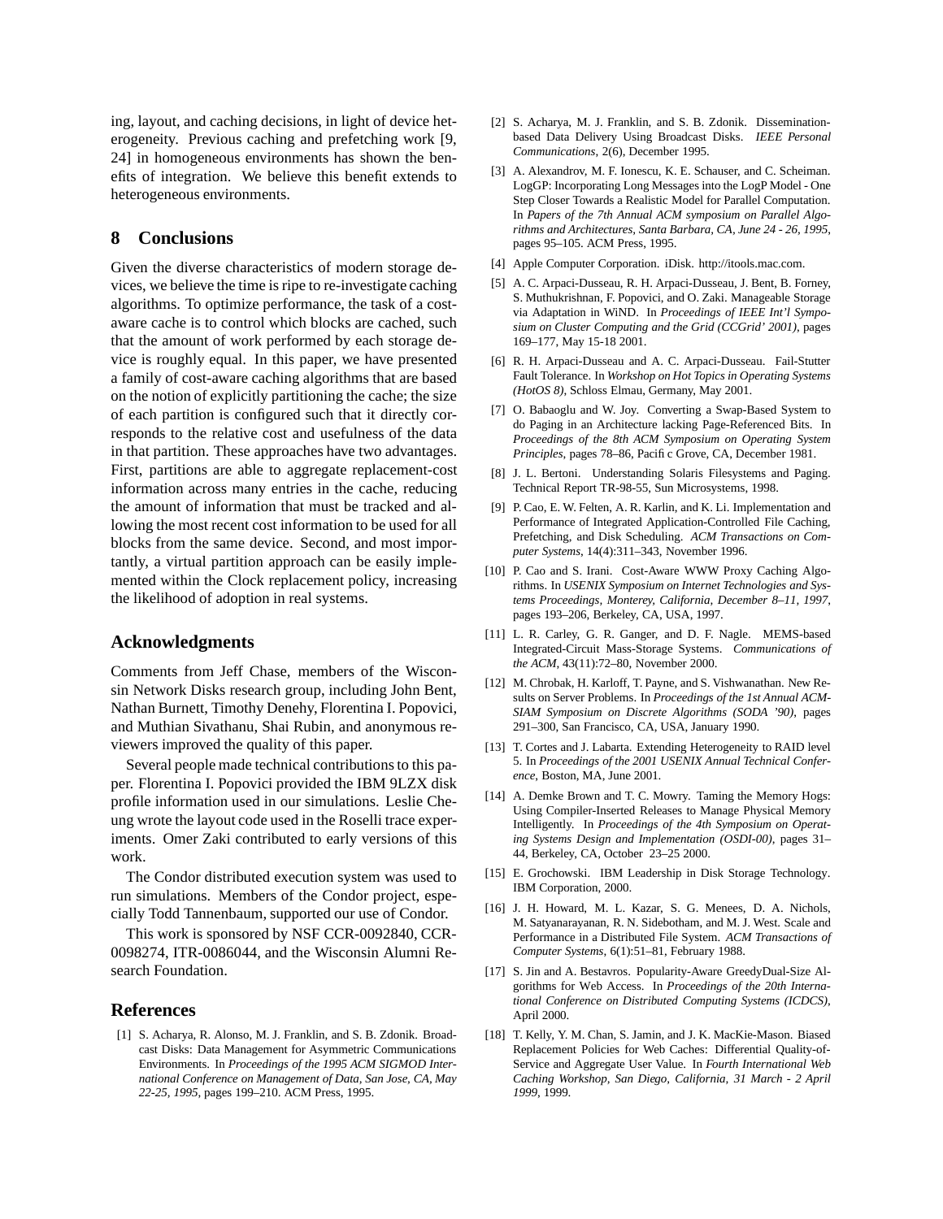ing, layout, and caching decisions, in light of device heterogeneity. Previous caching and prefetching work [9, 24] in homogeneous environments has shown the benefits of integration. We believe this benefit extends to heterogeneous environments.

## 8 Conclusions

Given the diverse characteristics of modern storage devices, we believe the time is ripe to re-investigate caching algorithms. To optimize performance, the task of a cost-aware cache is to control which blocks are cached, such that the amount of work performed by each storage device is roughly equal. In this paper, we have presented a family of cost-aware caching algorithms that are based on the notion of explicitly partitioning the cache; the size of each partition is configured such that it directly corresponds to the relative cost and usefulness of the data in that partition. These approaches have two advantages. First, partitions are able to aggregate replacement-cost information across many entries in the cache, reducing the amount of information that must be tracked and allowing the most recent cost information to be used for all blocks from the same device. Second, and most importantly, a virtual partition approach can be easily implemented within the Clock replacement policy, increasing the likelihood of adoption in real systems.

## Acknowledgments

Comments from Jeff Chase, members of the Wisconsin Network Disks research group, including John Bent, Nathan Burnett, Timothy Denehy, Florentina I. Popovici, and Muthian Sivathanu, Shai Rubin, and anonymous reviewers improved the quality of this paper.

Several people made technical contributions to this paper. Florentina I. Popovici provided the IBM 9LZX disk profile information used in our simulations. Leslie Cheung wrote the layout code used in the Roselli trace experiments. Omer Zaki contributed to early versions of this work.

The Condor distributed execution system was used to run simulations. Members of the Condor project, especially Todd Tannenbaum, supported our use of Condor.

This work is sponsored by NSF CCR-0092840, CCR-0098274, ITR-0086044, and the Wisconsin Alumni Research Foundation.

## References

[1] S. Acharya, R. Alonso, M. J. Franklin, and S. B. Zdonik. Broadcast Disks: Data Management for Asymmetric Communications Environments. In *Proceedings of the 1995 ACM SIGMOD International Conference on Management of Data, San Jose, CA, May 22-25, 1995*, pages 199–210. ACM Press, 1995.

[2] S. Acharya, M. J. Franklin, and S. B. Zdonik. Dissemination-based Data Delivery Using Broadcast Disks. *IEEE Personal Communications*, 2(6), December 1995.

[3] A. Alexandrov, M. F. Ionescu, K. E. Schauser, and C. Scheiman. LogGP: Incorporating Long Messages into the LogP Model - One Step Closer Towards a Realistic Model for Parallel Computation. In *Papers of the 7th Annual ACM symposium on Parallel Algorithms and Architectures, Santa Barbara, CA, June 24 - 26, 1995*, pages 95–105. ACM Press, 1995.

[4] Apple Computer Corporation. iDisk. http://itools.mac.com.

[5] A. C. Arpaci-Dusseau, R. H. Arpaci-Dusseau, J. Bent, B. Forney, S. Muthukrishnan, F. Popovici, and O. Zaki. Manageable Storage via Adaptation in WiND. In *Proceedings of IEEE Int'l Symposium on Cluster Computing and the Grid (CCGrid' 2001)*, pages 169–177, May 15-18 2001.

[6] R. H. Arpaci-Dusseau and A. C. Arpaci-Dusseau. Fail-Stutter Fault Tolerance. In *Workshop on Hot Topics in Operating Systems (HotOS 8)*, Schloss Elmau, Germany, May 2001.

[7] O. Babaoglu and W. Joy. Converting a Swap-Based System to do Paging in an Architecture lacking Page-Referenced Bits. In *Proceedings of the 8th ACM Symposium on Operating System Principles*, pages 78–86, Pacific Grove, CA, December 1981.

[8] J. L. Bertoni. Understanding Solaris Filesystems and Paging. Technical Report TR-98-55, Sun Microsystems, 1998.

[9] P. Cao, E. W. Felten, A. R. Karlin, and K. Li. Implementation and Performance of Integrated Application-Controlled File Caching, Prefetching, and Disk Scheduling. *ACM Transactions on Computer Systems*, 14(4):311–343, November 1996.

[10] P. Cao and S. Irani. Cost-Aware WWW Proxy Caching Algorithms. In *USENIX Symposium on Internet Technologies and Systems Proceedings, Monterey, California, December 8–11, 1997*, pages 193–206, Berkeley, CA, USA, 1997.

[11] L. R. Carley, G. R. Ganger, and D. F. Nagle. MEMS-based Integrated-Circuit Mass-Storage Systems. *Communications of the ACM*, 43(11):72–80, November 2000.

[12] M. Chrobak, H. Karloff, T. Payne, and S. Vishwanathan. New Results on Server Problems. In *Proceedings of the 1st Annual ACM-SIAM Symposium on Discrete Algorithms (SODA '90)*, pages 291–300, San Francisco, CA, USA, January 1990.

[13] T. Cortes and J. Labarta. Extending Heterogeneity to RAID level 5. In *Proceedings of the 2001 USENIX Annual Technical Conference*, Boston, MA, June 2001.

[14] A. Demke Brown and T. C. Mowry. Taming the Memory Hogs: Using Compiler-Inserted Releases to Manage Physical Memory Intelligently. In *Proceedings of the 4th Symposium on Operating Systems Design and Implementation (OSDI-00)*, pages 31–44, Berkeley, CA, October 23–25 2000.

[15] E. Grochowski. IBM Leadership in Disk Storage Technology. IBM Corporation, 2000.

[16] J. H. Howard, M. L. Kazar, S. G. Menees, D. A. Nichols, M. Satyanarayanan, R. N. Sidebotham, and M. J. West. Scale and Performance in a Distributed File System. *ACM Transactions of Computer Systems*, 6(1):51–81, February 1988.

[17] S. Jin and A. Bestavros. Popularity-Aware GreedyDual-Size Algorithms for Web Access. In *Proceedings of the 20th International Conference on Distributed Computing Systems (ICDCS)*, April 2000.

[18] T. Kelly, Y. M. Chan, S. Jamin, and J. K. MacKie-Mason. Biased Replacement Policies for Web Caches: Differential Quality-of-Service and Aggregate User Value. In *Fourth International Web Caching Workshop, San Diego, California, 31 March - 2 April 1999*, 1999.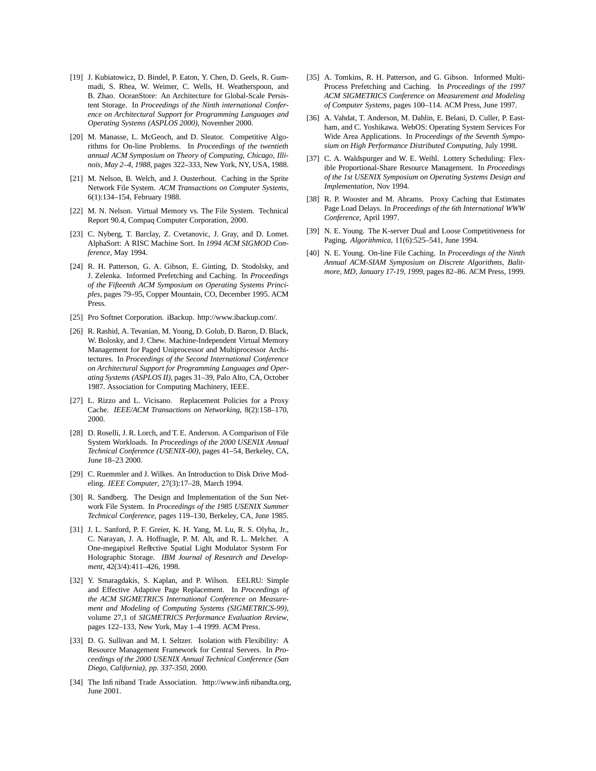[19] J. Kubiatowicz, D. Bindel, P. Eaton, Y. Chen, D. Geels, R. Gummadi, S. Rhea, W. Weimer, C. Wells, H. Weatherspoon, and B. Zhao. OceanStore: An Architecture for Global-Scale Persistent Storage. In *Proceedings of the Ninth international Conference on Architectural Support for Programming Languages and Operating Systems (ASPLOS 2000)*, November 2000.

[20] M. Manasse, L. McGeoch, and D. Sleator. Competitive Algorithms for On-line Problems. In *Proceedings of the twentieth annual ACM Symposium on Theory of Computing, Chicago, Illinois, May 2–4, 1988*, pages 322–333, New York, NY, USA, 1988.

[21] M. Nelson, B. Welch, and J. Ousterhout. Caching in the Sprite Network File System. *ACM Transactions on Computer Systems*, 6(1):134–154, February 1988.

[22] M. N. Nelson. Virtual Memory vs. The File System. Technical Report 90.4, Compaq Computer Corporation, 2000.

[23] C. Nyberg, T. Barclay, Z. Cvetanovic, J. Gray, and D. Lomet. AlphaSort: A RISC Machine Sort. In *1994 ACM SIGMOD Conference*, May 1994.

[24] R. H. Patterson, G. A. Gibson, E. Ginting, D. Stodolsky, and J. Zelenka. Informed Prefetching and Caching. In *Proceedings of the Fifteenth ACM Symposium on Operating Systems Principles*, pages 79–95, Copper Mountain, CO, December 1995. ACM Press.

[25] Pro Softnet Corporation. iBackup. http://www.ibackup.com/.

[26] R. Rashid, A. Tevanian, M. Young, D. Golub, D. Baron, D. Black, W. Bolosky, and J. Chew. Machine-Independent Virtual Memory Management for Paged Uniprocessor and Multiprocessor Architectures. In *Proceedings of the Second International Conference on Architectural Support for Programming Languages and Operating Systems (ASPLOS II)*, pages 31–39, Palo Alto, CA, October 1987. Association for Computing Machinery, IEEE.

[27] L. Rizzo and L. Vicisano. Replacement Policies for a Proxy Cache. *IEEE/ACM Transactions on Networking*, 8(2):158–170, 2000.

[28] D. Roselli, J. R. Lorch, and T. E. Anderson. A Comparison of File System Workloads. In *Proceedings of the 2000 USENIX Annual Technical Conference (USENIX-00)*, pages 41–54, Berkeley, CA, June 18–23 2000.

[29] C. Ruemmler and J. Wilkes. An Introduction to Disk Drive Modeling. *IEEE Computer*, 27(3):17–28, March 1994.

[30] R. Sandberg. The Design and Implementation of the Sun Network File System. In *Proceedings of the 1985 USENIX Summer Technical Conference*, pages 119–130, Berkeley, CA, June 1985.

[31] J. L. Sanford, P. F. Greier, K. H. Yang, M. Lu, R. S. Olyha, Jr., C. Narayan, J. A. Hoffnagle, P. M. Alt, and R. L. Melcher. A One-megapixel Reflective Spatial Light Modulator System For Holographic Storage. *IBM Journal of Research and Development*, 42(3/4):411–426, 1998.

[32] Y. Smaragdakis, S. Kaplan, and P. Wilson. EELRU: Simple and Effective Adaptive Page Replacement. In *Proceedings of the ACM SIGMETRICS International Conference on Measurement and Modeling of Computing Systems (SIGMETRICS-99)*, volume 27,1 of *SIGMETRICS Performance Evaluation Review*, pages 122–133, New York, May 1–4 1999. ACM Press.

[33] D. G. Sullivan and M. I. Seltzer. Isolation with Flexibility: A Resource Management Framework for Central Servers. In *Proceedings of the 2000 USENIX Annual Technical Conference (San Diego, California), pp. 337-350*, 2000.

[34] The Infiniband Trade Association. http://www.infinibandta.org, June 2001.

[35] A. Tomkins, R. H. Patterson, and G. Gibson. Informed Multi-Process Prefetching and Caching. In *Proceedings of the 1997 ACM SIGMETRICS Conference on Measurement and Modeling of Computer Systems*, pages 100–114. ACM Press, June 1997.

[36] A. Vahdat, T. Anderson, M. Dahlin, E. Belani, D. Culler, P. Eastham, and C. Yoshikawa. WebOS: Operating System Services For Wide Area Applications. In *Proceedings of the Seventh Symposium on High Performance Distributed Computing*, July 1998.

[37] C. A. Waldspurger and W. E. Weihl. Lottery Scheduling: Flexible Proportional-Share Resource Management. In *Proceedings of the 1st USENIX Symposium on Operating Systems Design and Implementation*, Nov 1994.

[38] R. P. Wooster and M. Abrams. Proxy Caching that Estimates Page Load Delays. In *Proceedings of the 6th International WWW Conference*, April 1997.

[39] N. E. Young. The K-server Dual and Loose Competitiveness for Paging. *Algorithmica*, 11(6):525–541, June 1994.

[40] N. E. Young. On-line File Caching. In *Proceedings of the Ninth Annual ACM-SIAM Symposium on Discrete Algorithms, Balitmore, MD, January 17-19, 1999*, pages 82–86. ACM Press, 1999.